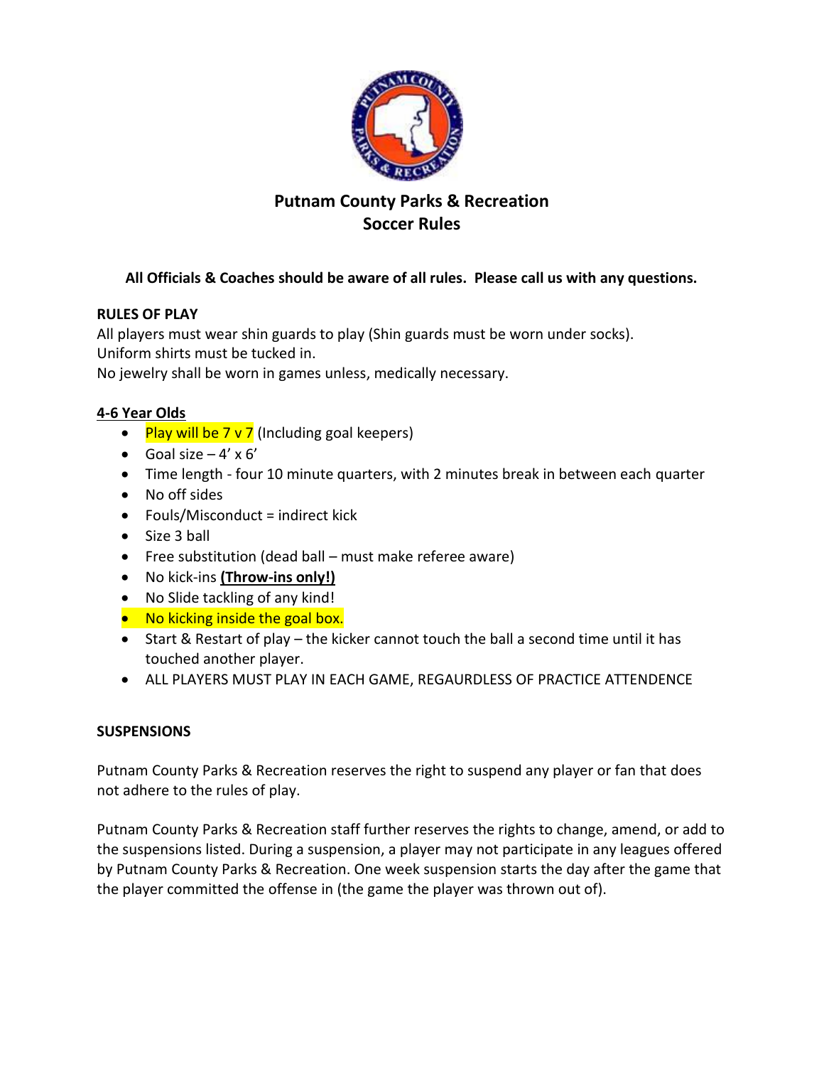# Putnam County Parks & Recreation
## Soccer Rules

**All Officials & Coaches should be aware of all rules. Please call us with any questions.**

**RULES OF PLAY**

All players must wear shin guards to play (Shin guards must be worn under socks).
Uniform shirts must be tucked in.
No jewelry shall be worn in games unless, medically necessary.

**4-6 Year Olds**

- Play will be 7 v 7 (Including goal keepers)
- Goal size – 4' x 6'
- Time length - four 10 minute quarters, with 2 minutes break in between each quarter
- No off sides
- Fouls/Misconduct = indirect kick
- Size 3 ball
- Free substitution (dead ball – must make referee aware)
- No kick-ins **(Throw-ins only!)**
- No Slide tackling of any kind!
- No kicking inside the goal box.
- Start & Restart of play – the kicker cannot touch the ball a second time until it has touched another player.
- ALL PLAYERS MUST PLAY IN EACH GAME, REGAURDLESS OF PRACTICE ATTENDENCE

**SUSPENSIONS**

Putnam County Parks & Recreation reserves the right to suspend any player or fan that does not adhere to the rules of play.

Putnam County Parks & Recreation staff further reserves the rights to change, amend, or add to the suspensions listed. During a suspension, a player may not participate in any leagues offered by Putnam County Parks & Recreation. One week suspension starts the day after the game that the player committed the offense in (the game the player was thrown out of).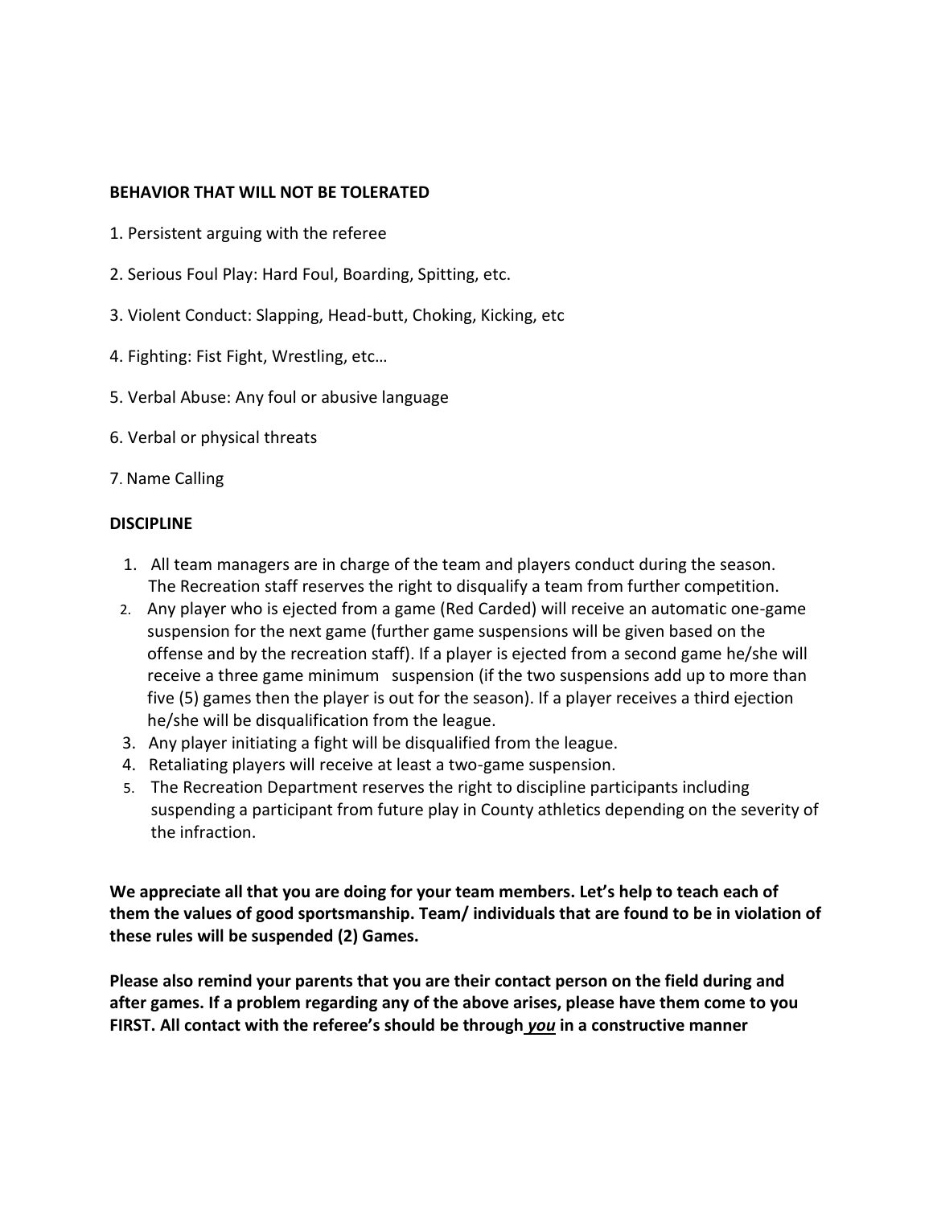**BEHAVIOR THAT WILL NOT BE TOLERATED**

1. Persistent arguing with the referee
2. Serious Foul Play: Hard Foul, Boarding, Spitting, etc.
3. Violent Conduct: Slapping, Head-butt, Choking, Kicking, etc
4. Fighting: Fist Fight, Wrestling, etc…
5. Verbal Abuse: Any foul or abusive language
6. Verbal or physical threats
7. Name Calling

**DISCIPLINE**

1. All team managers are in charge of the team and players conduct during the season. The Recreation staff reserves the right to disqualify a team from further competition.
2. Any player who is ejected from a game (Red Carded) will receive an automatic one-game suspension for the next game (further game suspensions will be given based on the offense and by the recreation staff). If a player is ejected from a second game he/she will receive a three game minimum suspension (if the two suspensions add up to more than five (5) games then the player is out for the season). If a player receives a third ejection he/she will be disqualification from the league.
3. Any player initiating a fight will be disqualified from the league.
4. Retaliating players will receive at least a two-game suspension.
5. The Recreation Department reserves the right to discipline participants including suspending a participant from future play in County athletics depending on the severity of the infraction.

**We appreciate all that you are doing for your team members. Let's help to teach each of them the values of good sportsmanship. Team/ individuals that are found to be in violation of these rules will be suspended (2) Games.**

**Please also remind your parents that you are their contact person on the field during and after games. If a problem regarding any of the above arises, please have them come to you FIRST. All contact with the referee's should be through *<u>you</u>* in a constructive manner**